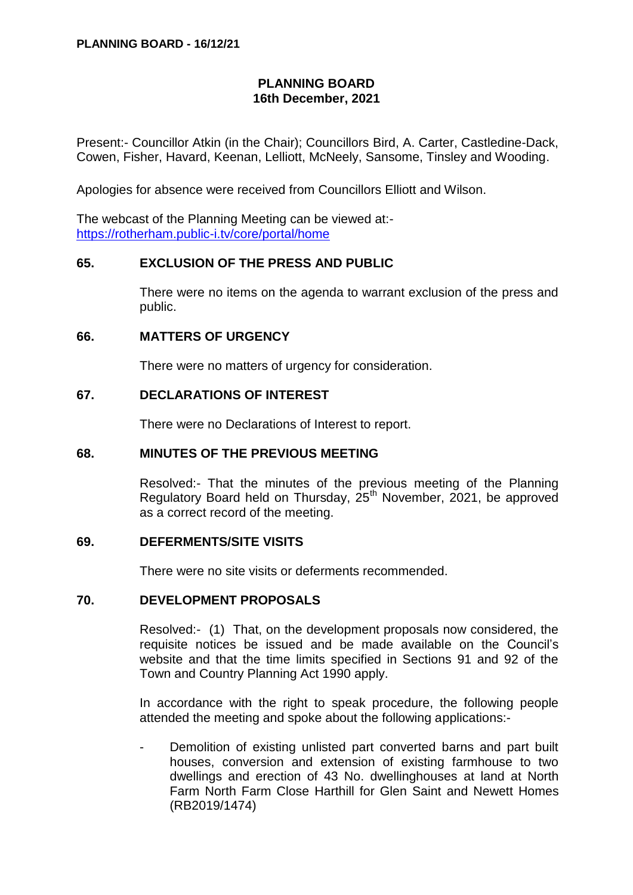# PLANNING BOARD
## 16th December, 2021

Present:- Councillor Atkin (in the Chair); Councillors Bird, A. Carter, Castledine-Dack, Cowen, Fisher, Havard, Keenan, Lelliott, McNeely, Sansome, Tinsley and Wooding.

Apologies for absence were received from Councillors Elliott and Wilson.

The webcast of the Planning Meeting can be viewed at:- https://rotherham.public-i.tv/core/portal/home

### 65. EXCLUSION OF THE PRESS AND PUBLIC

There were no items on the agenda to warrant exclusion of the press and public.

### 66. MATTERS OF URGENCY

There were no matters of urgency for consideration.

### 67. DECLARATIONS OF INTEREST

There were no Declarations of Interest to report.

### 68. MINUTES OF THE PREVIOUS MEETING

Resolved:- That the minutes of the previous meeting of the Planning Regulatory Board held on Thursday, 25th November, 2021, be approved as a correct record of the meeting.

### 69. DEFERMENTS/SITE VISITS

There were no site visits or deferments recommended.

### 70. DEVELOPMENT PROPOSALS

Resolved:- (1) That, on the development proposals now considered, the requisite notices be issued and be made available on the Council's website and that the time limits specified in Sections 91 and 92 of the Town and Country Planning Act 1990 apply.

In accordance with the right to speak procedure, the following people attended the meeting and spoke about the following applications:-

- Demolition of existing unlisted part converted barns and part built houses, conversion and extension of existing farmhouse to two dwellings and erection of 43 No. dwellinghouses at land at North Farm North Farm Close Harthill for Glen Saint and Newett Homes (RB2019/1474)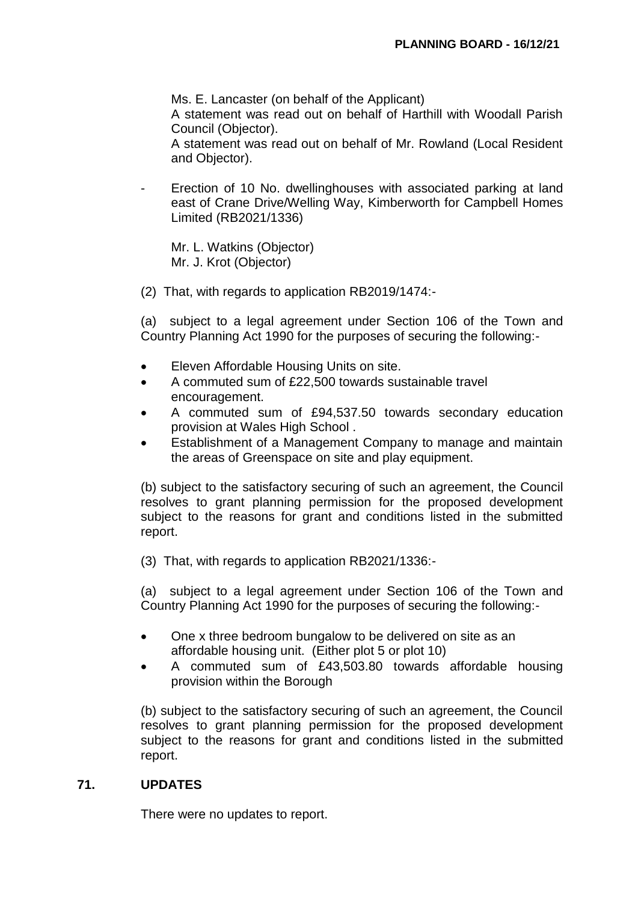Ms. E. Lancaster (on behalf of the Applicant)
A statement was read out on behalf of Harthill with Woodall Parish Council (Objector).
A statement was read out on behalf of Mr. Rowland (Local Resident and Objector).

- Erection of 10 No. dwellinghouses with associated parking at land east of Crane Drive/Welling Way, Kimberworth for Campbell Homes Limited (RB2021/1336)

  Mr. L. Watkins (Objector)
  Mr. J. Krot (Objector)

(2) That, with regards to application RB2019/1474:-

(a) subject to a legal agreement under Section 106 of the Town and Country Planning Act 1990 for the purposes of securing the following:-

- Eleven Affordable Housing Units on site.
- A commuted sum of £22,500 towards sustainable travel encouragement.
- A commuted sum of £94,537.50 towards secondary education provision at Wales High School .
- Establishment of a Management Company to manage and maintain the areas of Greenspace on site and play equipment.

(b) subject to the satisfactory securing of such an agreement, the Council resolves to grant planning permission for the proposed development subject to the reasons for grant and conditions listed in the submitted report.

(3) That, with regards to application RB2021/1336:-

(a) subject to a legal agreement under Section 106 of the Town and Country Planning Act 1990 for the purposes of securing the following:-

- One x three bedroom bungalow to be delivered on site as an affordable housing unit. (Either plot 5 or plot 10)
- A commuted sum of £43,503.80 towards affordable housing provision within the Borough

(b) subject to the satisfactory securing of such an agreement, the Council resolves to grant planning permission for the proposed development subject to the reasons for grant and conditions listed in the submitted report.

## 71. UPDATES

There were no updates to report.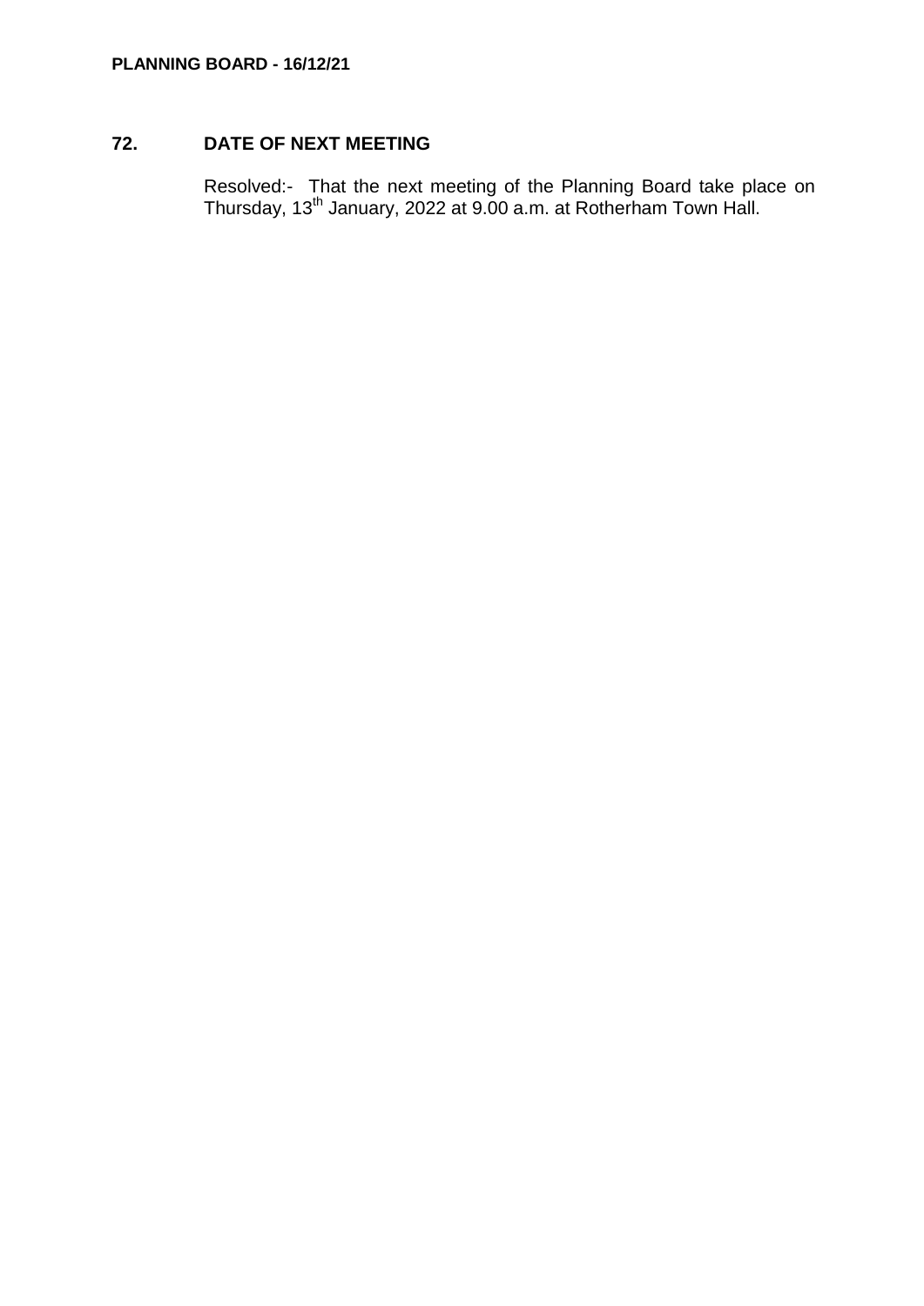## 72. DATE OF NEXT MEETING

Resolved:- That the next meeting of the Planning Board take place on Thursday, 13th January, 2022 at 9.00 a.m. at Rotherham Town Hall.